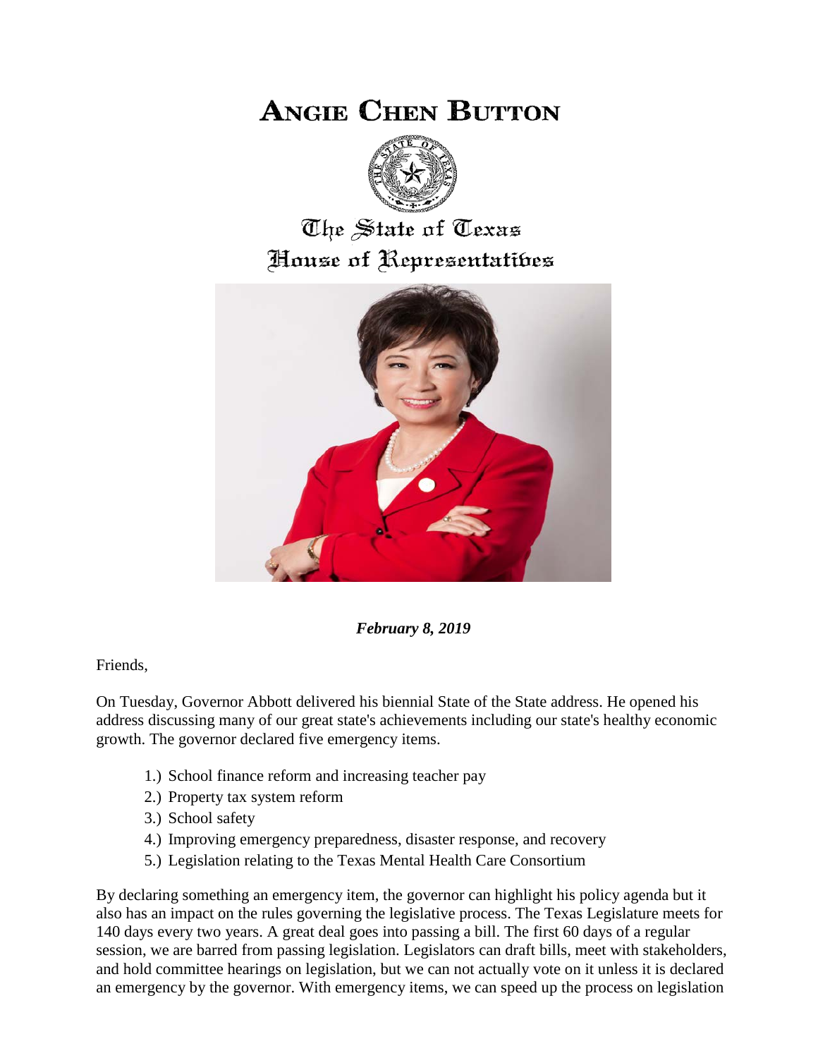# Angie Chen Button

The State of Texas
House of Representatives

***February 8, 2019***

Friends,

On Tuesday, Governor Abbott delivered his biennial State of the State address. He opened his address discussing many of our great state's achievements including our state's healthy economic growth. The governor declared five emergency items.

1.) School finance reform and increasing teacher pay
2.) Property tax system reform
3.) School safety
4.) Improving emergency preparedness, disaster response, and recovery
5.) Legislation relating to the Texas Mental Health Care Consortium

By declaring something an emergency item, the governor can highlight his policy agenda but it also has an impact on the rules governing the legislative process. The Texas Legislature meets for 140 days every two years. A great deal goes into passing a bill. The first 60 days of a regular session, we are barred from passing legislation. Legislators can draft bills, meet with stakeholders, and hold committee hearings on legislation, but we can not actually vote on it unless it is declared an emergency by the governor. With emergency items, we can speed up the process on legislation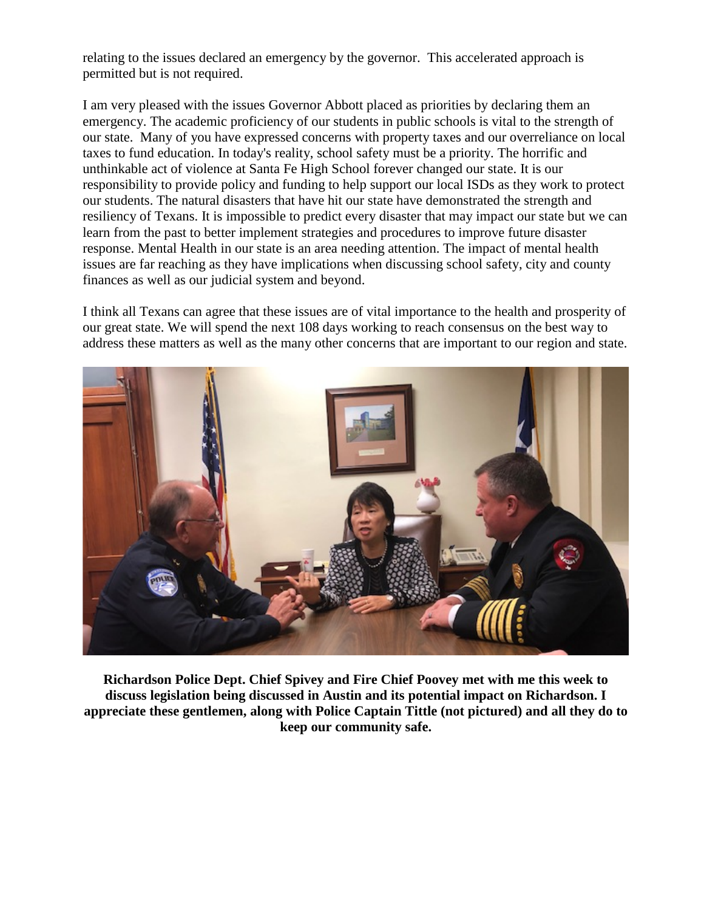relating to the issues declared an emergency by the governor. This accelerated approach is permitted but is not required.

I am very pleased with the issues Governor Abbott placed as priorities by declaring them an emergency. The academic proficiency of our students in public schools is vital to the strength of our state. Many of you have expressed concerns with property taxes and our overreliance on local taxes to fund education. In today's reality, school safety must be a priority. The horrific and unthinkable act of violence at Santa Fe High School forever changed our state. It is our responsibility to provide policy and funding to help support our local ISDs as they work to protect our students. The natural disasters that have hit our state have demonstrated the strength and resiliency of Texans. It is impossible to predict every disaster that may impact our state but we can learn from the past to better implement strategies and procedures to improve future disaster response. Mental Health in our state is an area needing attention. The impact of mental health issues are far reaching as they have implications when discussing school safety, city and county finances as well as our judicial system and beyond.

I think all Texans can agree that these issues are of vital importance to the health and prosperity of our great state. We will spend the next 108 days working to reach consensus on the best way to address these matters as well as the many other concerns that are important to our region and state.

**Richardson Police Dept. Chief Spivey and Fire Chief Poovey met with me this week to discuss legislation being discussed in Austin and its potential impact on Richardson. I appreciate these gentlemen, along with Police Captain Tittle (not pictured) and all they do to keep our community safe.**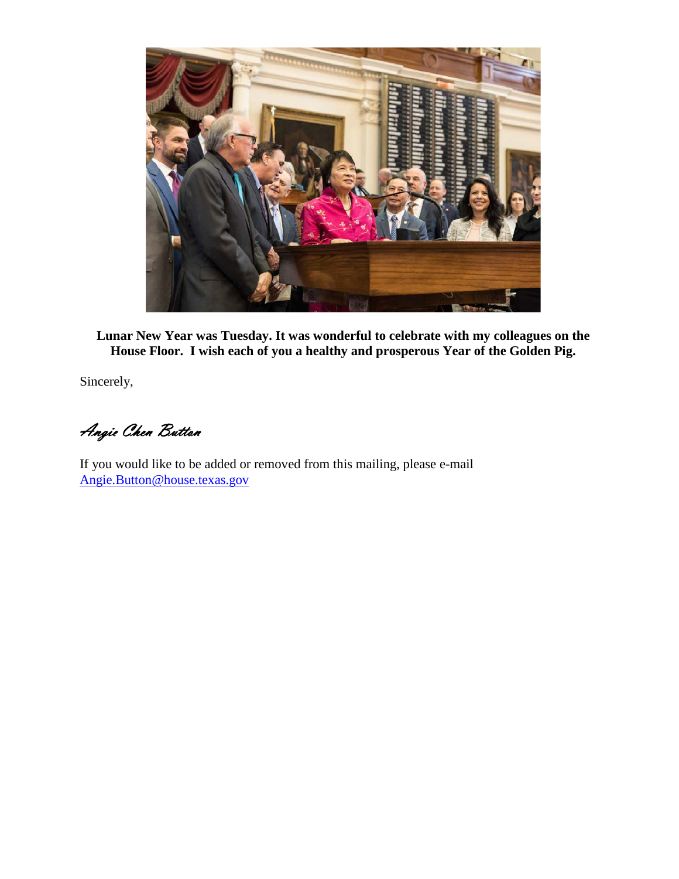**Lunar New Year was Tuesday. It was wonderful to celebrate with my colleagues on the House Floor. I wish each of you a healthy and prosperous Year of the Golden Pig.**

Sincerely,

*Angie Chen Button*

If you would like to be added or removed from this mailing, please e-mail [Angie.Button@house.texas.gov](mailto:Angie.Button@house.texas.gov)